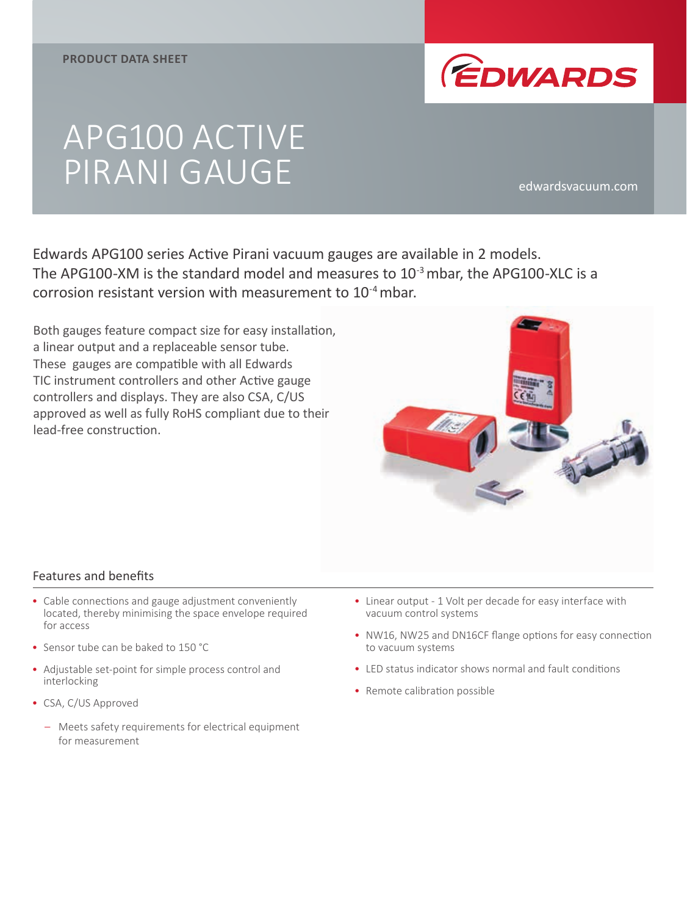PRODUCT DATA SHEET

# APG100 ACTIVE PIRANI GAUGE

edwardsvacuum.com

Edwards APG100 series Active Pirani vacuum gauges are available in 2 models. The APG100-XM is the standard model and measures to $10^{-3}$ mbar, the APG100-XLC is a corrosion resistant version with measurement to $10^{-4}$ mbar.

Both gauges feature compact size for easy installation, a linear output and a replaceable sensor tube. These gauges are compatible with all Edwards TIC instrument controllers and other Active gauge controllers and displays. They are also CSA, C/US approved as well as fully RoHS compliant due to their lead-free construction.

## Features and benefits

- Cable connections and gauge adjustment conveniently located, thereby minimising the space envelope required for access
- Sensor tube can be baked to 150 °C
- Adjustable set-point for simple process control and interlocking
- CSA, C/US Approved
  - Meets safety requirements for electrical equipment for measurement
- Linear output - 1 Volt per decade for easy interface with vacuum control systems
- NW16, NW25 and DN16CF flange options for easy connection to vacuum systems
- LED status indicator shows normal and fault conditions
- Remote calibration possible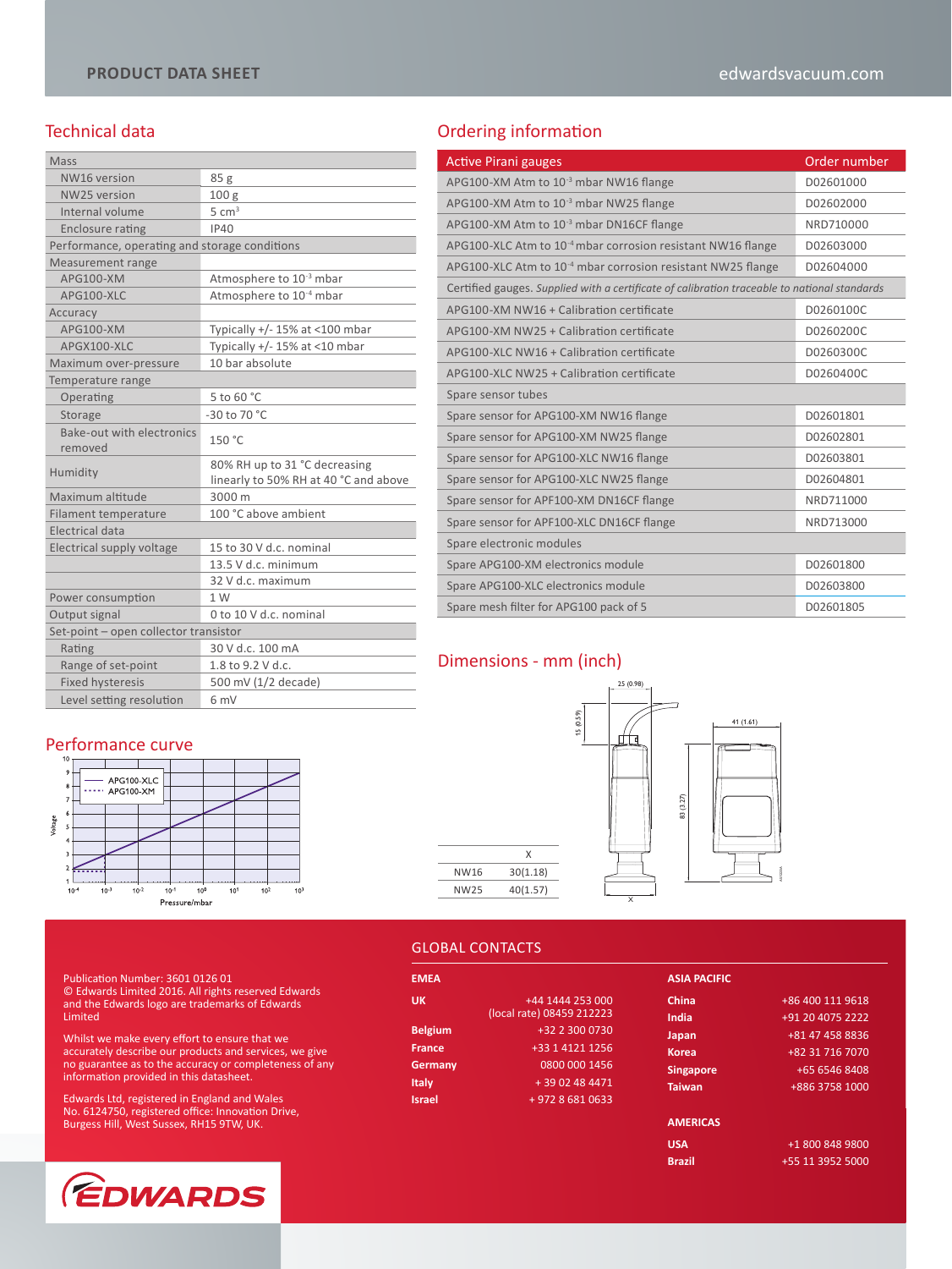## Technical data

| | |
|---|---|
| Mass | |
| NW16 version | 85 g |
| NW25 version | 100 g |
| Internal volume | 5 $cm^3$ |
| Enclosure rating | IP40 |
| Performance, operating and storage conditions | |
| Measurement range | |
| APG100-XM | Atmosphere to $10^{-3}$ mbar |
| APG100-XLC | Atmosphere to $10^{-4}$ mbar |
| Accuracy | |
| APG100-XM | Typically +/- 15% at <100 mbar |
| APGX100-XLC | Typically +/- 15% at <10 mbar |
| Maximum over-pressure | 10 bar absolute |
| Temperature range | |
| Operating | 5 to 60 °C |
| Storage | -30 to 70 °C |
| Bake-out with electronics removed | 150 °C |
| Humidity | 80% RH up to 31 °C decreasing linearly to 50% RH at 40 °C and above |
| Maximum altitude | 3000 m |
| Filament temperature | 100 °C above ambient |
| Electrical data | |
| Electrical supply voltage | 15 to 30 V d.c. nominal |
| | 13.5 V d.c. minimum |
| | 32 V d.c. maximum |
| Power consumption | 1 W |
| Output signal | 0 to 10 V d.c. nominal |
| Set-point – open collector transistor | |
| Rating | 30 V d.c. 100 mA |
| Range of set-point | 1.8 to 9.2 V d.c. |
| Fixed hysteresis | 500 mV (1/2 decade) |
| Level setting resolution | 6 mV |

## Performance curve

APG100-XLC
APG100-XM
Voltage
10 9 8 7 6 5 4 3 2 1 0
$10^{-4}$ $10^{-3}$ $10^{-2}$ $10^{-1}$ $10^{0}$ $10^{1}$ $10^{2}$ $10^{3}$
Pressure/mbar

## Ordering information

| Active Pirani gauges | Order number |
|---|---|
| APG100-XM Atm to $10^{-3}$ mbar NW16 flange | D02601000 |
| APG100-XM Atm to $10^{-3}$ mbar NW25 flange | D02602000 |
| APG100-XM Atm to $10^{-3}$ mbar DN16CF flange | NRD710000 |
| APG100-XLC Atm to $10^{-4}$ mbar corrosion resistant NW16 flange | D02603000 |
| APG100-XLC Atm to $10^{-4}$ mbar corrosion resistant NW25 flange | D02604000 |
| Certified gauges. *Supplied with a certificate of calibration traceable to national standards* | |
| APG100-XM NW16 + Calibration certificate | D0260100C |
| APG100-XM NW25 + Calibration certificate | D0260200C |
| APG100-XLC NW16 + Calibration certificate | D0260300C |
| APG100-XLC NW25 + Calibration certificate | D0260400C |
| Spare sensor tubes | |
| Spare sensor for APG100-XM NW16 flange | D02601801 |
| Spare sensor for APG100-XM NW25 flange | D02602801 |
| Spare sensor for APG100-XLC NW16 flange | D02603801 |
| Spare sensor for APG100-XLC NW25 flange | D02604801 |
| Spare sensor for APF100-XM DN16CF flange | NRD711000 |
| Spare sensor for APF100-XLC DN16CF flange | NRD713000 |
| Spare electronic modules | |
| Spare APG100-XM electronics module | D02601800 |
| Spare APG100-XLC electronics module | D02603800 |
| Spare mesh filter for APG100 pack of 5 | D02601805 |

## Dimensions - mm (inch)

| | X |
|---|---|
| NW16 | 30(1.18) |
| NW25 | 40(1.57) |

25 (0.98)
15 (0.59)
41 (1.61)
83 (3.27)
X

Publication Number: 3601 0126 01
© Edwards Limited 2016. All rights reserved Edwards and the Edwards logo are trademarks of Edwards Limited

Whilst we make every effort to ensure that we accurately describe our products and services, we give no guarantee as to the accuracy or completeness of any information provided in this datasheet.

Edwards Ltd, registered in England and Wales No. 6124750, registered office: Innovation Drive, Burgess Hill, West Sussex, RH15 9TW, UK.

## GLOBAL CONTACTS

**EMEA**

| | |
|---|---|
| **UK** | +44 1444 253 000 (local rate) 08459 212223 |
| **Belgium** | +32 2 300 0730 |
| **France** | +33 1 4121 1256 |
| **Germany** | 0800 000 1456 |
| **Italy** | + 39 02 48 4471 |
| **Israel** | + 972 8 681 0633 |

**ASIA PACIFIC**

| | |
|---|---|
| **China** | +86 400 111 9618 |
| **India** | +91 20 4075 2222 |
| **Japan** | +81 47 458 8836 |
| **Korea** | +82 31 716 7070 |
| **Singapore** | +65 6546 8408 |
| **Taiwan** | +886 3758 1000 |

**AMERICAS**

| | |
|---|---|
| **USA** | +1 800 848 9800 |
| **Brazil** | +55 11 3952 5000 |

EDWARDS